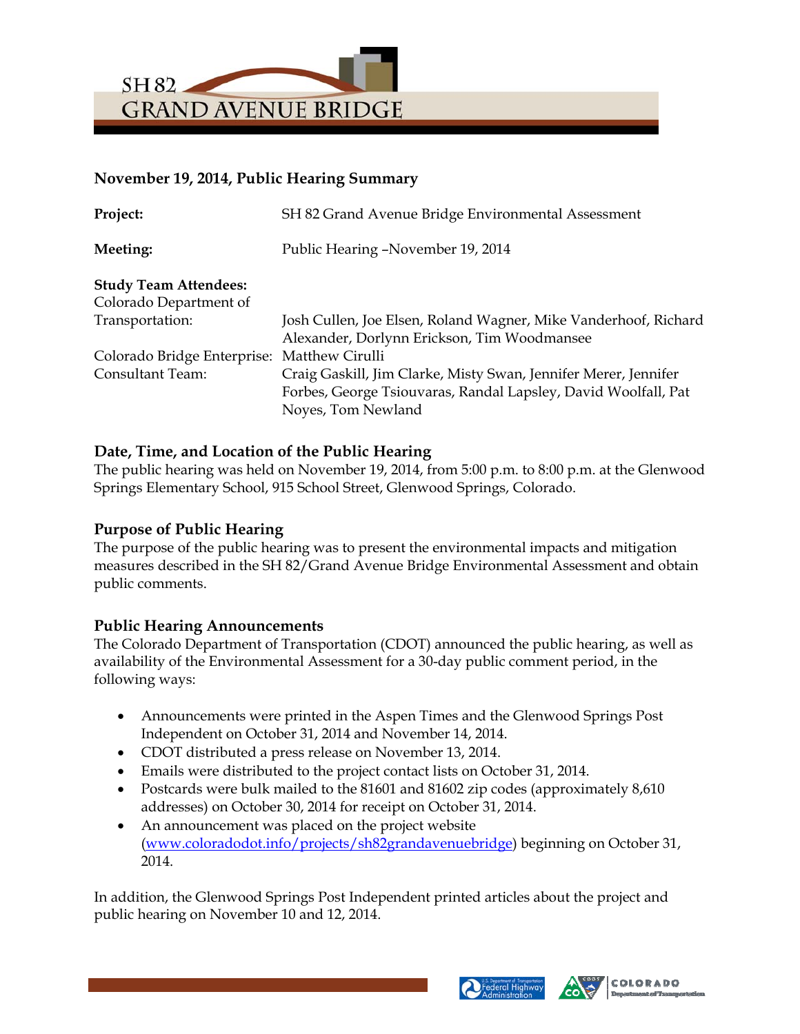# SH 82 GRAND AVENUE BRIDGE

**November 19, 2014, Public Hearing Summary**

**Project:** SH 82 Grand Avenue Bridge Environmental Assessment

**Meeting:** Public Hearing –November 19, 2014

**Study Team Attendees:**

Colorado Department of Transportation: Josh Cullen, Joe Elsen, Roland Wagner, Mike Vanderhoof, Richard Alexander, Dorlynn Erickson, Tim Woodmansee

Colorado Bridge Enterprise: Matthew Cirulli

Consultant Team: Craig Gaskill, Jim Clarke, Misty Swan, Jennifer Merer, Jennifer Forbes, George Tsiouvaras, Randal Lapsley, David Woolfall, Pat Noyes, Tom Newland

## Date, Time, and Location of the Public Hearing

The public hearing was held on November 19, 2014, from 5:00 p.m. to 8:00 p.m. at the Glenwood Springs Elementary School, 915 School Street, Glenwood Springs, Colorado.

## Purpose of Public Hearing

The purpose of the public hearing was to present the environmental impacts and mitigation measures described in the SH 82/Grand Avenue Bridge Environmental Assessment and obtain public comments.

## Public Hearing Announcements

The Colorado Department of Transportation (CDOT) announced the public hearing, as well as availability of the Environmental Assessment for a 30-day public comment period, in the following ways:

- Announcements were printed in the Aspen Times and the Glenwood Springs Post Independent on October 31, 2014 and November 14, 2014.
- CDOT distributed a press release on November 13, 2014.
- Emails were distributed to the project contact lists on October 31, 2014.
- Postcards were bulk mailed to the 81601 and 81602 zip codes (approximately 8,610 addresses) on October 30, 2014 for receipt on October 31, 2014.
- An announcement was placed on the project website ([www.coloradodot.info/projects/sh82grandavenuebridge](www.coloradodot.info/projects/sh82grandavenuebridge)) beginning on October 31, 2014.

In addition, the Glenwood Springs Post Independent printed articles about the project and public hearing on November 10 and 12, 2014.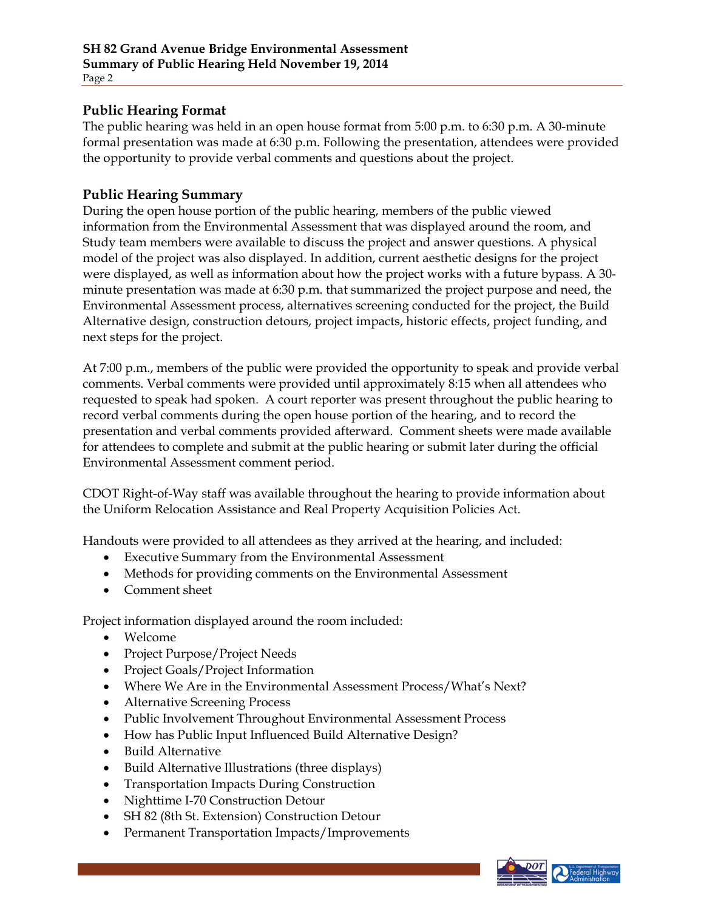## Public Hearing Format

The public hearing was held in an open house format from 5:00 p.m. to 6:30 p.m. A 30-minute formal presentation was made at 6:30 p.m. Following the presentation, attendees were provided the opportunity to provide verbal comments and questions about the project.

## Public Hearing Summary

During the open house portion of the public hearing, members of the public viewed information from the Environmental Assessment that was displayed around the room, and Study team members were available to discuss the project and answer questions. A physical model of the project was also displayed. In addition, current aesthetic designs for the project were displayed, as well as information about how the project works with a future bypass. A 30-minute presentation was made at 6:30 p.m. that summarized the project purpose and need, the Environmental Assessment process, alternatives screening conducted for the project, the Build Alternative design, construction detours, project impacts, historic effects, project funding, and next steps for the project.

At 7:00 p.m., members of the public were provided the opportunity to speak and provide verbal comments. Verbal comments were provided until approximately 8:15 when all attendees who requested to speak had spoken. A court reporter was present throughout the public hearing to record verbal comments during the open house portion of the hearing, and to record the presentation and verbal comments provided afterward. Comment sheets were made available for attendees to complete and submit at the public hearing or submit later during the official Environmental Assessment comment period.

CDOT Right-of-Way staff was available throughout the hearing to provide information about the Uniform Relocation Assistance and Real Property Acquisition Policies Act.

Handouts were provided to all attendees as they arrived at the hearing, and included:

- Executive Summary from the Environmental Assessment
- Methods for providing comments on the Environmental Assessment
- Comment sheet

Project information displayed around the room included:

- Welcome
- Project Purpose/Project Needs
- Project Goals/Project Information
- Where We Are in the Environmental Assessment Process/What's Next?
- Alternative Screening Process
- Public Involvement Throughout Environmental Assessment Process
- How has Public Input Influenced Build Alternative Design?
- Build Alternative
- Build Alternative Illustrations (three displays)
- Transportation Impacts During Construction
- Nighttime I-70 Construction Detour
- SH 82 (8th St. Extension) Construction Detour
- Permanent Transportation Impacts/Improvements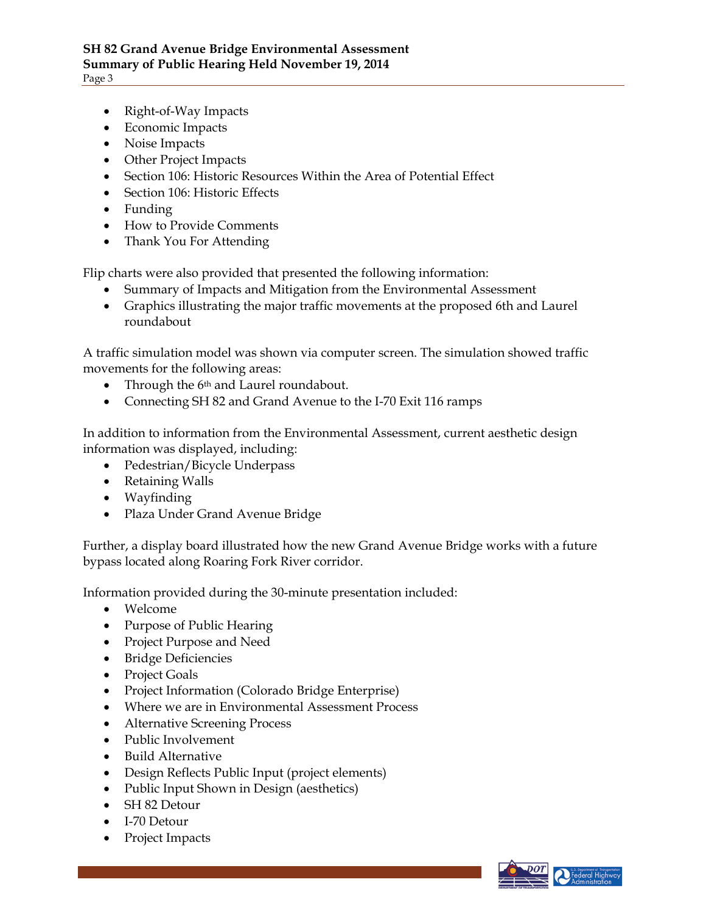- Right-of-Way Impacts
- Economic Impacts
- Noise Impacts
- Other Project Impacts
- Section 106: Historic Resources Within the Area of Potential Effect
- Section 106: Historic Effects
- Funding
- How to Provide Comments
- Thank You For Attending

Flip charts were also provided that presented the following information:

- Summary of Impacts and Mitigation from the Environmental Assessment
- Graphics illustrating the major traffic movements at the proposed 6th and Laurel roundabout

A traffic simulation model was shown via computer screen. The simulation showed traffic movements for the following areas:

- Through the 6th and Laurel roundabout.
- Connecting SH 82 and Grand Avenue to the I-70 Exit 116 ramps

In addition to information from the Environmental Assessment, current aesthetic design information was displayed, including:

- Pedestrian/Bicycle Underpass
- Retaining Walls
- Wayfinding
- Plaza Under Grand Avenue Bridge

Further, a display board illustrated how the new Grand Avenue Bridge works with a future bypass located along Roaring Fork River corridor.

Information provided during the 30-minute presentation included:

- Welcome
- Purpose of Public Hearing
- Project Purpose and Need
- Bridge Deficiencies
- Project Goals
- Project Information (Colorado Bridge Enterprise)
- Where we are in Environmental Assessment Process
- Alternative Screening Process
- Public Involvement
- Build Alternative
- Design Reflects Public Input (project elements)
- Public Input Shown in Design (aesthetics)
- SH 82 Detour
- I-70 Detour
- Project Impacts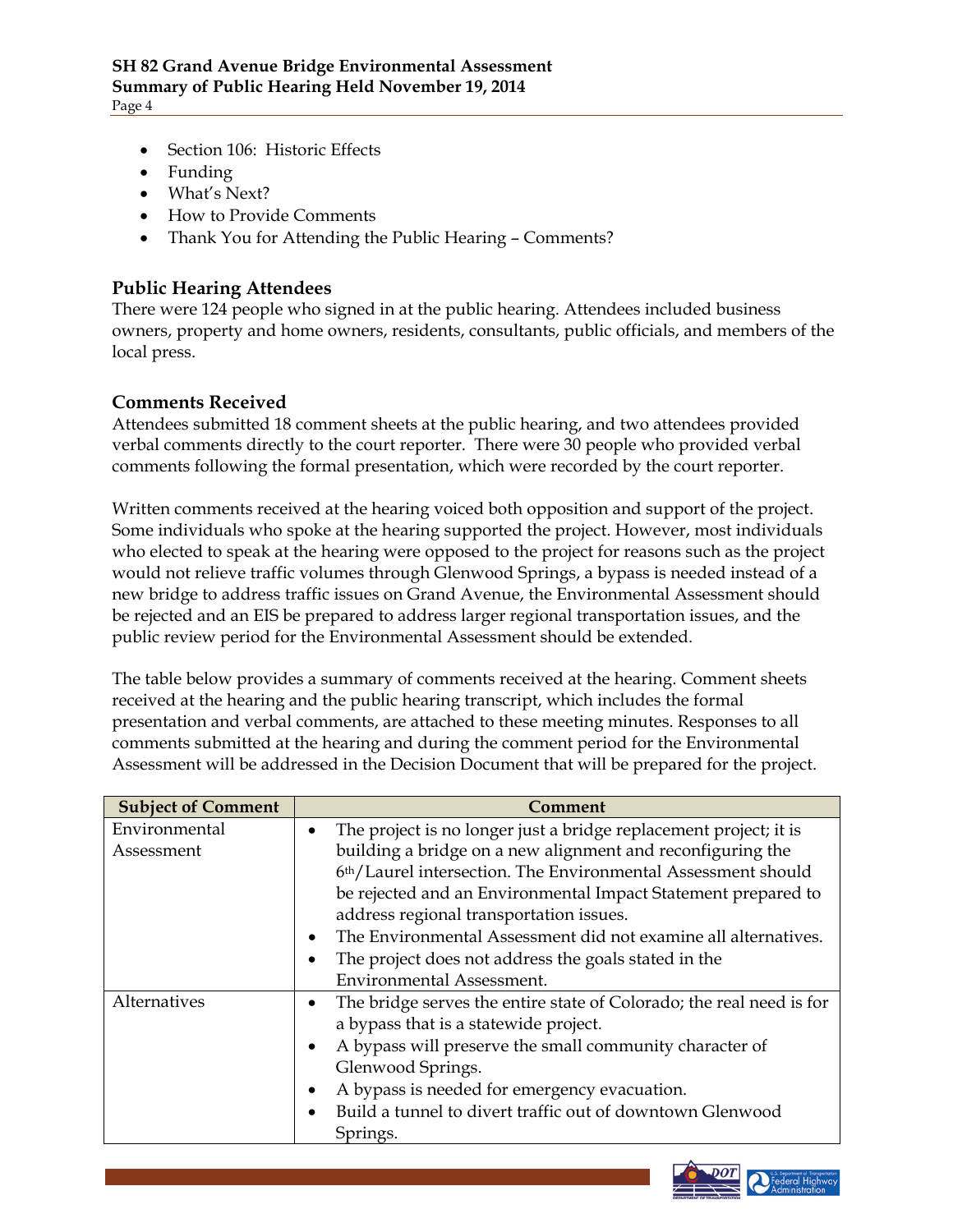- Section 106: Historic Effects
- Funding
- What's Next?
- How to Provide Comments
- Thank You for Attending the Public Hearing – Comments?

## Public Hearing Attendees

There were 124 people who signed in at the public hearing. Attendees included business owners, property and home owners, residents, consultants, public officials, and members of the local press.

## Comments Received

Attendees submitted 18 comment sheets at the public hearing, and two attendees provided verbal comments directly to the court reporter. There were 30 people who provided verbal comments following the formal presentation, which were recorded by the court reporter.

Written comments received at the hearing voiced both opposition and support of the project. Some individuals who spoke at the hearing supported the project. However, most individuals who elected to speak at the hearing were opposed to the project for reasons such as the project would not relieve traffic volumes through Glenwood Springs, a bypass is needed instead of a new bridge to address traffic issues on Grand Avenue, the Environmental Assessment should be rejected and an EIS be prepared to address larger regional transportation issues, and the public review period for the Environmental Assessment should be extended.

The table below provides a summary of comments received at the hearing. Comment sheets received at the hearing and the public hearing transcript, which includes the formal presentation and verbal comments, are attached to these meeting minutes. Responses to all comments submitted at the hearing and during the comment period for the Environmental Assessment will be addressed in the Decision Document that will be prepared for the project.

| Subject of Comment | Comment |
|---|---|
| Environmental Assessment | • The project is no longer just a bridge replacement project; it is building a bridge on a new alignment and reconfiguring the 6th/Laurel intersection. The Environmental Assessment should be rejected and an Environmental Impact Statement prepared to address regional transportation issues.<br>• The Environmental Assessment did not examine all alternatives.<br>• The project does not address the goals stated in the Environmental Assessment. |
| Alternatives | • The bridge serves the entire state of Colorado; the real need is for a bypass that is a statewide project.<br>• A bypass will preserve the small community character of Glenwood Springs.<br>• A bypass is needed for emergency evacuation.<br>• Build a tunnel to divert traffic out of downtown Glenwood Springs. |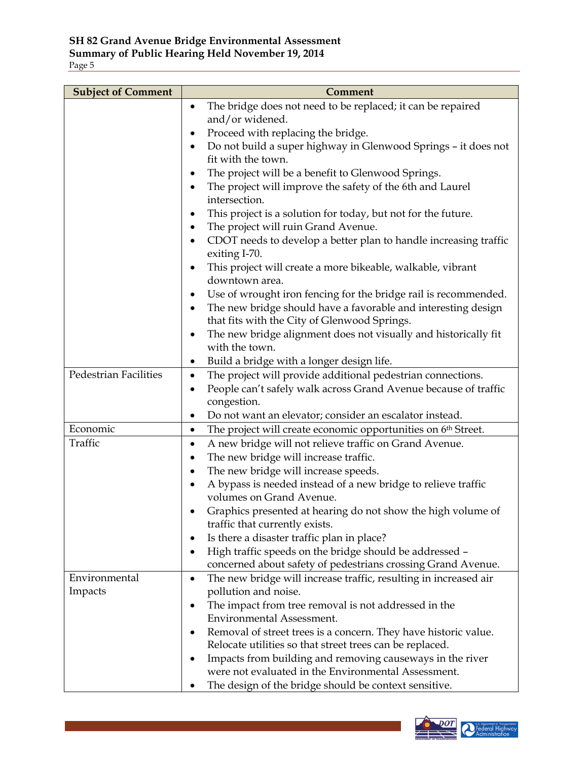| Subject of Comment | Comment |
|---|---|
| | • The bridge does not need to be replaced; it can be repaired and/or widened.<br>• Proceed with replacing the bridge.<br>• Do not build a super highway in Glenwood Springs – it does not fit with the town.<br>• The project will be a benefit to Glenwood Springs.<br>• The project will improve the safety of the 6th and Laurel intersection.<br>• This project is a solution for today, but not for the future.<br>• The project will ruin Grand Avenue.<br>• CDOT needs to develop a better plan to handle increasing traffic exiting I-70.<br>• This project will create a more bikeable, walkable, vibrant downtown area.<br>• Use of wrought iron fencing for the bridge rail is recommended.<br>• The new bridge should have a favorable and interesting design that fits with the City of Glenwood Springs.<br>• The new bridge alignment does not visually and historically fit with the town.<br>• Build a bridge with a longer design life. |
| Pedestrian Facilities | • The project will provide additional pedestrian connections.<br>• People can't safely walk across Grand Avenue because of traffic congestion.<br>• Do not want an elevator; consider an escalator instead. |
| Economic | • The project will create economic opportunities on 6th Street. |
| Traffic | • A new bridge will not relieve traffic on Grand Avenue.<br>• The new bridge will increase traffic.<br>• The new bridge will increase speeds.<br>• A bypass is needed instead of a new bridge to relieve traffic volumes on Grand Avenue.<br>• Graphics presented at hearing do not show the high volume of traffic that currently exists.<br>• Is there a disaster traffic plan in place?<br>• High traffic speeds on the bridge should be addressed – concerned about safety of pedestrians crossing Grand Avenue. |
| Environmental Impacts | • The new bridge will increase traffic, resulting in increased air pollution and noise.<br>• The impact from tree removal is not addressed in the Environmental Assessment.<br>• Removal of street trees is a concern. They have historic value. Relocate utilities so that street trees can be replaced.<br>• Impacts from building and removing causeways in the river were not evaluated in the Environmental Assessment.<br>• The design of the bridge should be context sensitive. |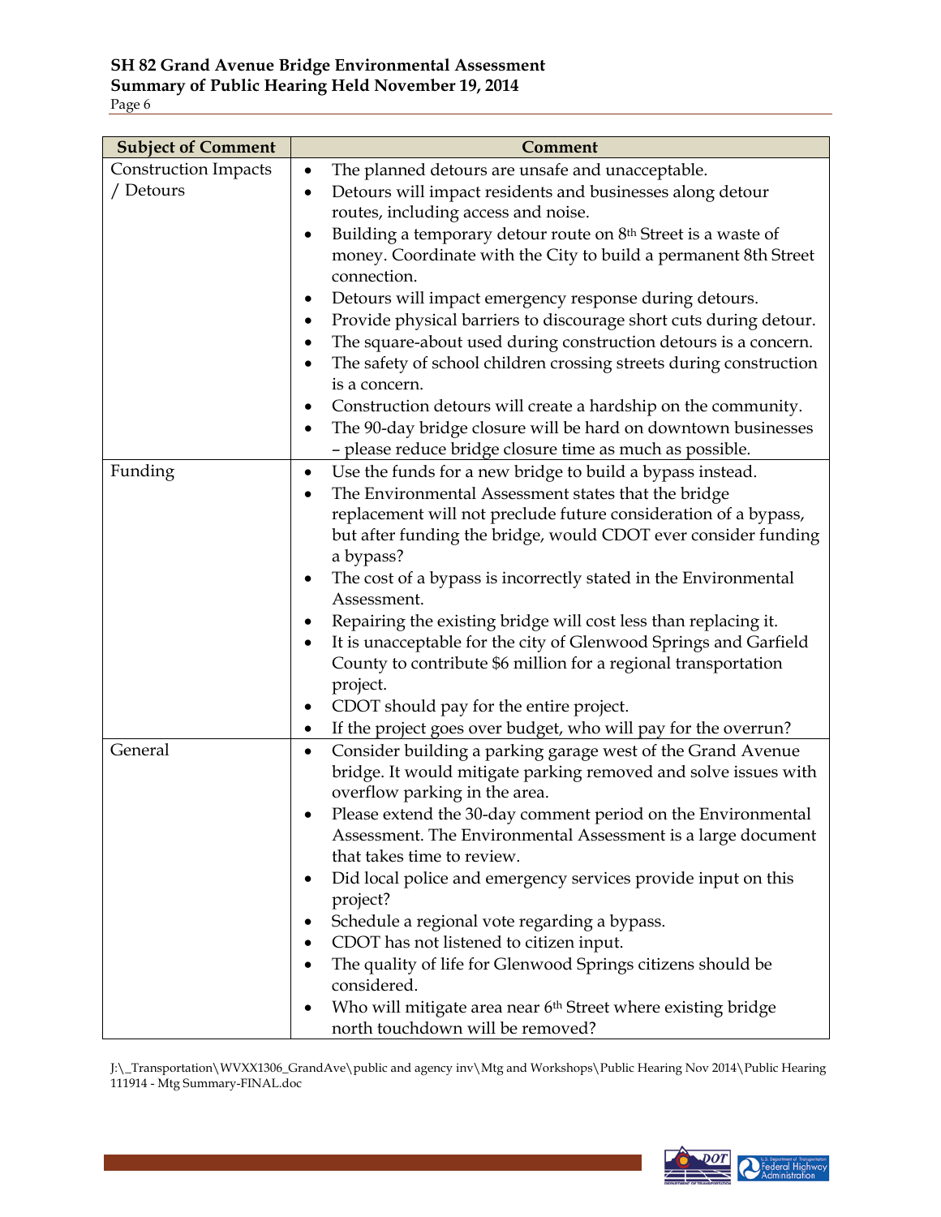| Subject of Comment | Comment |
|---|---|
| Construction Impacts / Detours | • The planned detours are unsafe and unacceptable.<br>• Detours will impact residents and businesses along detour routes, including access and noise.<br>• Building a temporary detour route on 8th Street is a waste of money. Coordinate with the City to build a permanent 8th Street connection.<br>• Detours will impact emergency response during detours.<br>• Provide physical barriers to discourage short cuts during detour.<br>• The square-about used during construction detours is a concern.<br>• The safety of school children crossing streets during construction is a concern.<br>• Construction detours will create a hardship on the community.<br>• The 90-day bridge closure will be hard on downtown businesses – please reduce bridge closure time as much as possible. |
| Funding | • Use the funds for a new bridge to build a bypass instead.<br>• The Environmental Assessment states that the bridge replacement will not preclude future consideration of a bypass, but after funding the bridge, would CDOT ever consider funding a bypass?<br>• The cost of a bypass is incorrectly stated in the Environmental Assessment.<br>• Repairing the existing bridge will cost less than replacing it.<br>• It is unacceptable for the city of Glenwood Springs and Garfield County to contribute $6 million for a regional transportation project.<br>• CDOT should pay for the entire project.<br>• If the project goes over budget, who will pay for the overrun? |
| General | • Consider building a parking garage west of the Grand Avenue bridge. It would mitigate parking removed and solve issues with overflow parking in the area.<br>• Please extend the 30-day comment period on the Environmental Assessment. The Environmental Assessment is a large document that takes time to review.<br>• Did local police and emergency services provide input on this project?<br>• Schedule a regional vote regarding a bypass.<br>• CDOT has not listened to citizen input.<br>• The quality of life for Glenwood Springs citizens should be considered.<br>• Who will mitigate area near 6th Street where existing bridge north touchdown will be removed? |